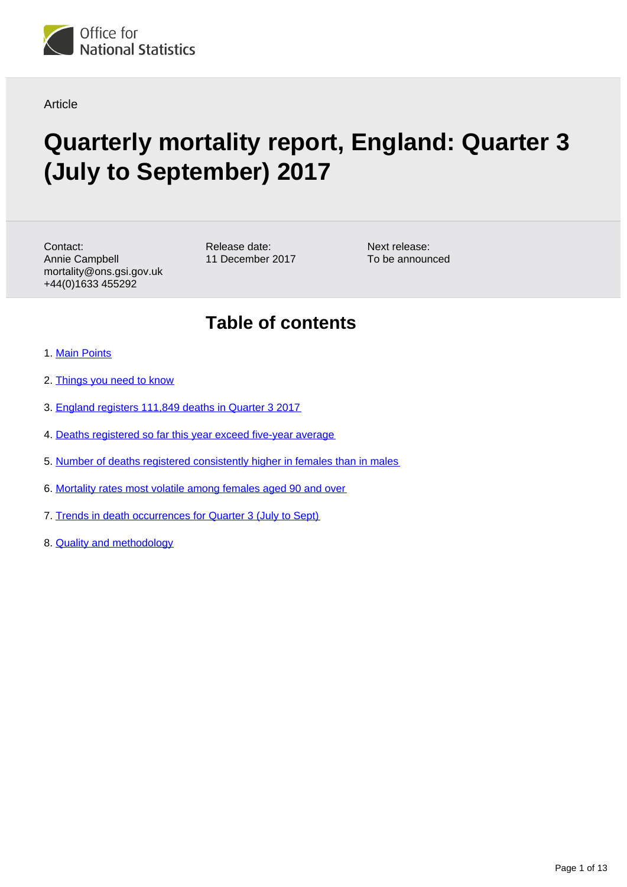Office for National Statistics

Article

# Quarterly mortality report, England: Quarter 3 (July to September) 2017

Contact:
Annie Campbell
mortality@ons.gsi.gov.uk
+44(0)1633 455292

Release date:
11 December 2017

Next release:
To be announced

## Table of contents

1. Main Points
2. Things you need to know
3. England registers 111,849 deaths in Quarter 3 2017
4. Deaths registered so far this year exceed five-year average
5. Number of deaths registered consistently higher in females than in males
6. Mortality rates most volatile among females aged 90 and over
7. Trends in death occurrences for Quarter 3 (July to Sept)
8. Quality and methodology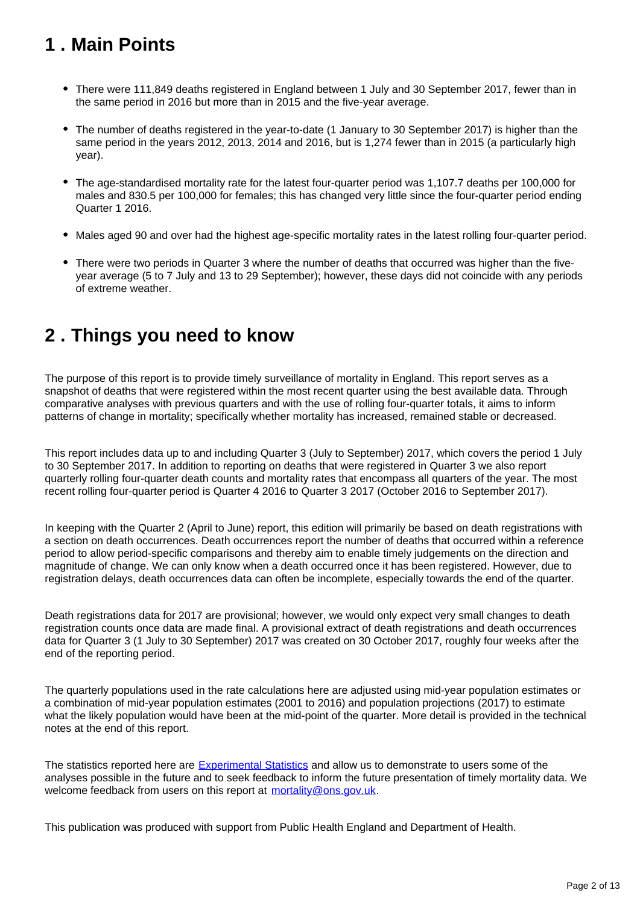## 1 . Main Points

- There were 111,849 deaths registered in England between 1 July and 30 September 2017, fewer than in the same period in 2016 but more than in 2015 and the five-year average.
- The number of deaths registered in the year-to-date (1 January to 30 September 2017) is higher than the same period in the years 2012, 2013, 2014 and 2016, but is 1,274 fewer than in 2015 (a particularly high year).
- The age-standardised mortality rate for the latest four-quarter period was 1,107.7 deaths per 100,000 for males and 830.5 per 100,000 for females; this has changed very little since the four-quarter period ending Quarter 1 2016.
- Males aged 90 and over had the highest age-specific mortality rates in the latest rolling four-quarter period.
- There were two periods in Quarter 3 where the number of deaths that occurred was higher than the five-year average (5 to 7 July and 13 to 29 September); however, these days did not coincide with any periods of extreme weather.

## 2 . Things you need to know

The purpose of this report is to provide timely surveillance of mortality in England. This report serves as a snapshot of deaths that were registered within the most recent quarter using the best available data. Through comparative analyses with previous quarters and with the use of rolling four-quarter totals, it aims to inform patterns of change in mortality; specifically whether mortality has increased, remained stable or decreased.

This report includes data up to and including Quarter 3 (July to September) 2017, which covers the period 1 July to 30 September 2017. In addition to reporting on deaths that were registered in Quarter 3 we also report quarterly rolling four-quarter death counts and mortality rates that encompass all quarters of the year. The most recent rolling four-quarter period is Quarter 4 2016 to Quarter 3 2017 (October 2016 to September 2017).

In keeping with the Quarter 2 (April to June) report, this edition will primarily be based on death registrations with a section on death occurrences. Death occurrences report the number of deaths that occurred within a reference period to allow period-specific comparisons and thereby aim to enable timely judgements on the direction and magnitude of change. We can only know when a death occurred once it has been registered. However, due to registration delays, death occurrences data can often be incomplete, especially towards the end of the quarter.

Death registrations data for 2017 are provisional; however, we would only expect very small changes to death registration counts once data are made final. A provisional extract of death registrations and death occurrences data for Quarter 3 (1 July to 30 September) 2017 was created on 30 October 2017, roughly four weeks after the end of the reporting period.

The quarterly populations used in the rate calculations here are adjusted using mid-year population estimates or a combination of mid-year population estimates (2001 to 2016) and population projections (2017) to estimate what the likely population would have been at the mid-point of the quarter. More detail is provided in the technical notes at the end of this report.

The statistics reported here are [Experimental Statistics] and allow us to demonstrate to users some of the analyses possible in the future and to seek feedback to inform the future presentation of timely mortality data. We welcome feedback from users on this report at mortality@ons.gov.uk.

This publication was produced with support from Public Health England and Department of Health.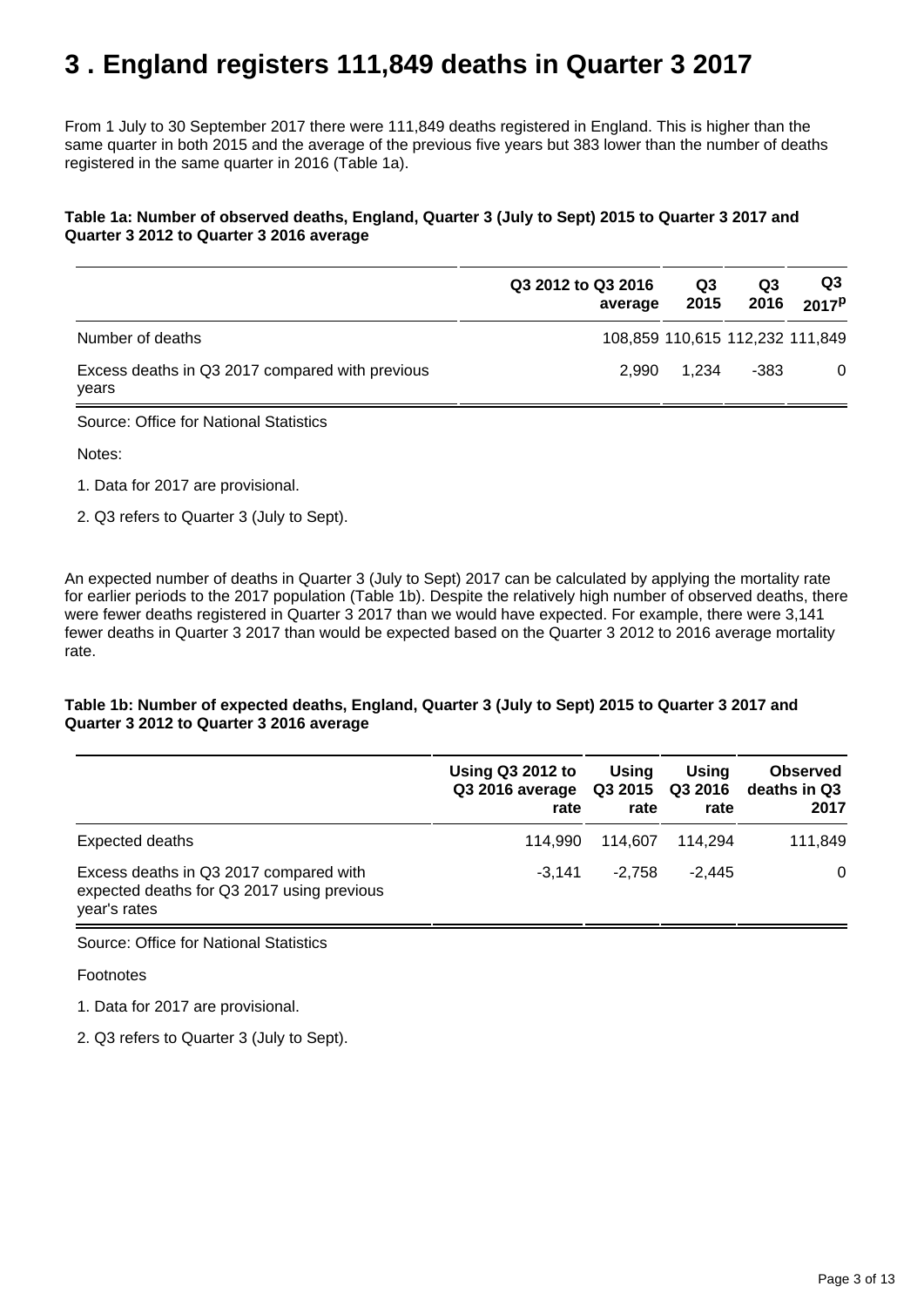# 3 . England registers 111,849 deaths in Quarter 3 2017

From 1 July to 30 September 2017 there were 111,849 deaths registered in England. This is higher than the same quarter in both 2015 and the average of the previous five years but 383 lower than the number of deaths registered in the same quarter in 2016 (Table 1a).

**Table 1a: Number of observed deaths, England, Quarter 3 (July to Sept) 2015 to Quarter 3 2017 and Quarter 3 2012 to Quarter 3 2016 average**

| | Q3 2012 to Q3 2016 average | Q3 2015 | Q3 2016 | Q3 2017[p] |
|---|---|---|---|---|
| Number of deaths | 108,859 | 110,615 | 112,232 | 111,849 |
| Excess deaths in Q3 2017 compared with previous years | 2,990 | 1,234 | -383 | 0 |

Source: Office for National Statistics

Notes:

1. Data for 2017 are provisional.

2. Q3 refers to Quarter 3 (July to Sept).

An expected number of deaths in Quarter 3 (July to Sept) 2017 can be calculated by applying the mortality rate for earlier periods to the 2017 population (Table 1b). Despite the relatively high number of observed deaths, there were fewer deaths registered in Quarter 3 2017 than we would have expected. For example, there were 3,141 fewer deaths in Quarter 3 2017 than would be expected based on the Quarter 3 2012 to 2016 average mortality rate.

**Table 1b: Number of expected deaths, England, Quarter 3 (July to Sept) 2015 to Quarter 3 2017 and Quarter 3 2012 to Quarter 3 2016 average**

| | Using Q3 2012 to Q3 2016 average rate | Using Q3 2015 rate | Using Q3 2016 rate | Observed deaths in Q3 2017 |
|---|---|---|---|---|
| Expected deaths | 114,990 | 114,607 | 114,294 | 111,849 |
| Excess deaths in Q3 2017 compared with expected deaths for Q3 2017 using previous year's rates | -3,141 | -2,758 | -2,445 | 0 |

Source: Office for National Statistics

Footnotes

1. Data for 2017 are provisional.

2. Q3 refers to Quarter 3 (July to Sept).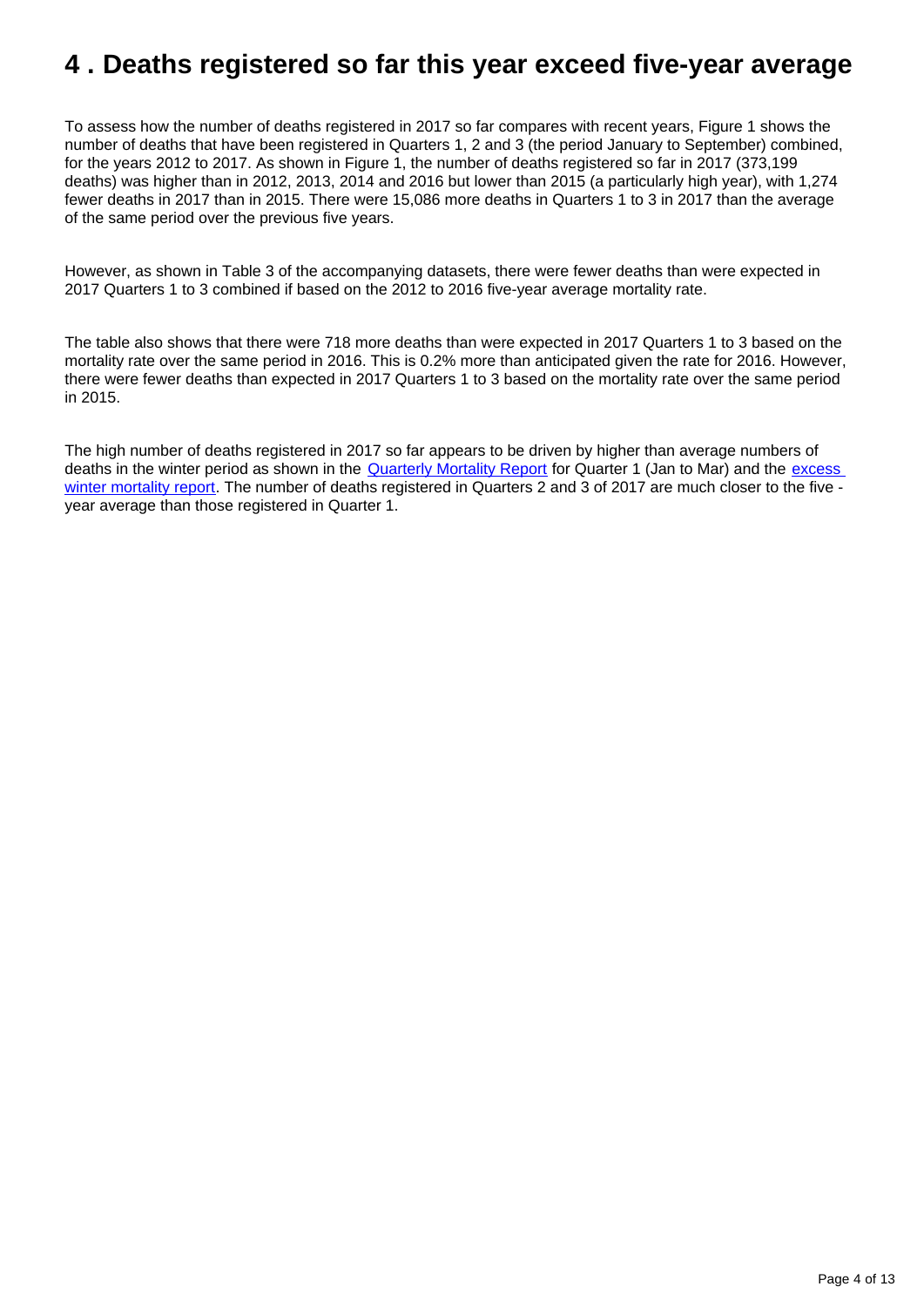## 4 . Deaths registered so far this year exceed five-year average

To assess how the number of deaths registered in 2017 so far compares with recent years, Figure 1 shows the number of deaths that have been registered in Quarters 1, 2 and 3 (the period January to September) combined, for the years 2012 to 2017. As shown in Figure 1, the number of deaths registered so far in 2017 (373,199 deaths) was higher than in 2012, 2013, 2014 and 2016 but lower than 2015 (a particularly high year), with 1,274 fewer deaths in 2017 than in 2015. There were 15,086 more deaths in Quarters 1 to 3 in 2017 than the average of the same period over the previous five years.

However, as shown in Table 3 of the accompanying datasets, there were fewer deaths than were expected in 2017 Quarters 1 to 3 combined if based on the 2012 to 2016 five-year average mortality rate.

The table also shows that there were 718 more deaths than were expected in 2017 Quarters 1 to 3 based on the mortality rate over the same period in 2016. This is 0.2% more than anticipated given the rate for 2016. However, there were fewer deaths than expected in 2017 Quarters 1 to 3 based on the mortality rate over the same period in 2015.

The high number of deaths registered in 2017 so far appears to be driven by higher than average numbers of deaths in the winter period as shown in the [Quarterly Mortality Report] for Quarter 1 (Jan to Mar) and the [excess winter mortality report]. The number of deaths registered in Quarters 2 and 3 of 2017 are much closer to the five - year average than those registered in Quarter 1.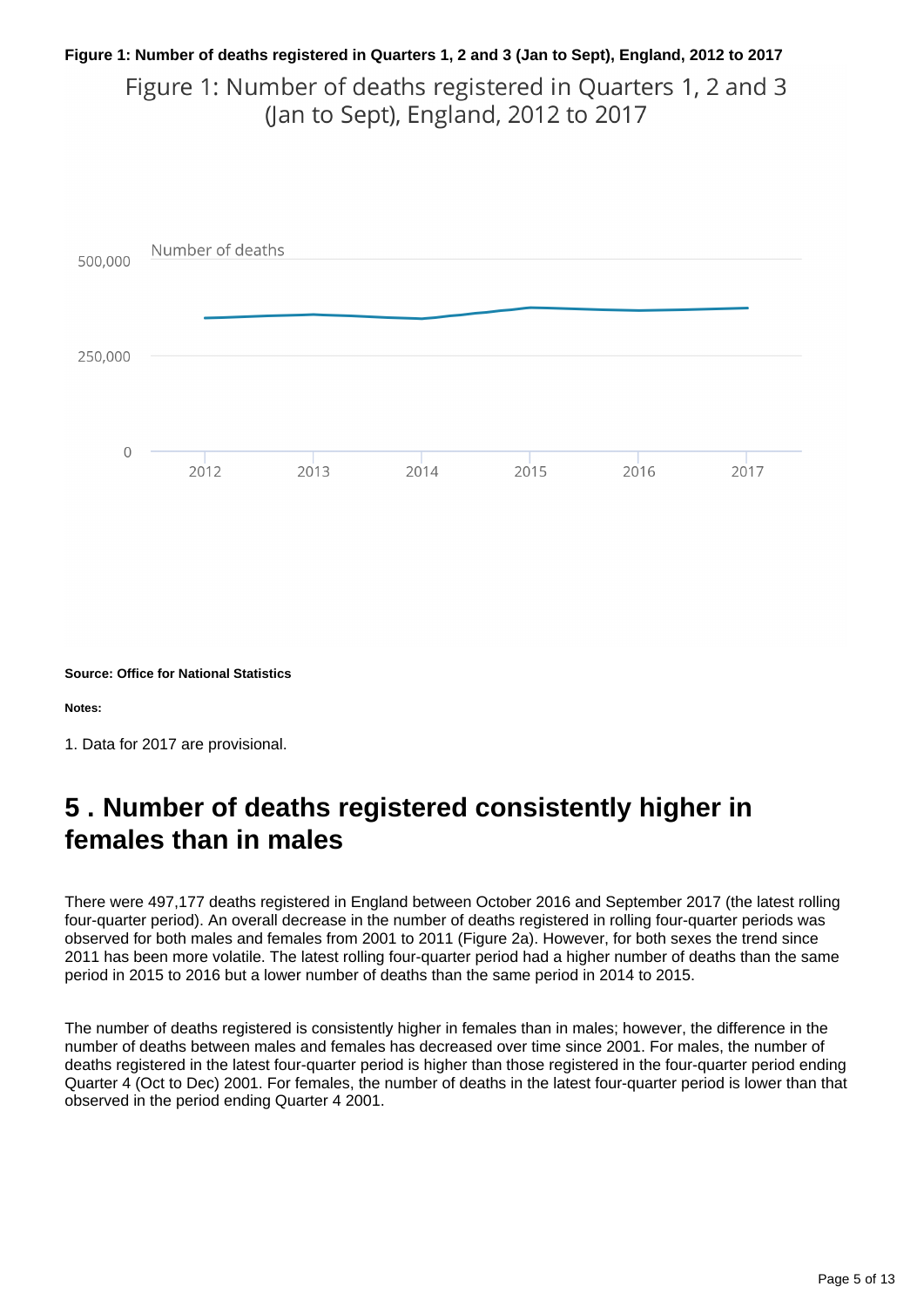**Figure 1: Number of deaths registered in Quarters 1, 2 and 3 (Jan to Sept), England, 2012 to 2017**

Figure 1: Number of deaths registered in Quarters 1, 2 and 3 (Jan to Sept), England, 2012 to 2017

Number of deaths

500,000

250,000

0

2012 2013 2014 2015 2016 2017

**Source: Office for National Statistics**

**Notes:**

1. Data for 2017 are provisional.

## 5 . Number of deaths registered consistently higher in females than in males

There were 497,177 deaths registered in England between October 2016 and September 2017 (the latest rolling four-quarter period). An overall decrease in the number of deaths registered in rolling four-quarter periods was observed for both males and females from 2001 to 2011 (Figure 2a). However, for both sexes the trend since 2011 has been more volatile. The latest rolling four-quarter period had a higher number of deaths than the same period in 2015 to 2016 but a lower number of deaths than the same period in 2014 to 2015.

The number of deaths registered is consistently higher in females than in males; however, the difference in the number of deaths between males and females has decreased over time since 2001. For males, the number of deaths registered in the latest four-quarter period is higher than those registered in the four-quarter period ending Quarter 4 (Oct to Dec) 2001. For females, the number of deaths in the latest four-quarter period is lower than that observed in the period ending Quarter 4 2001.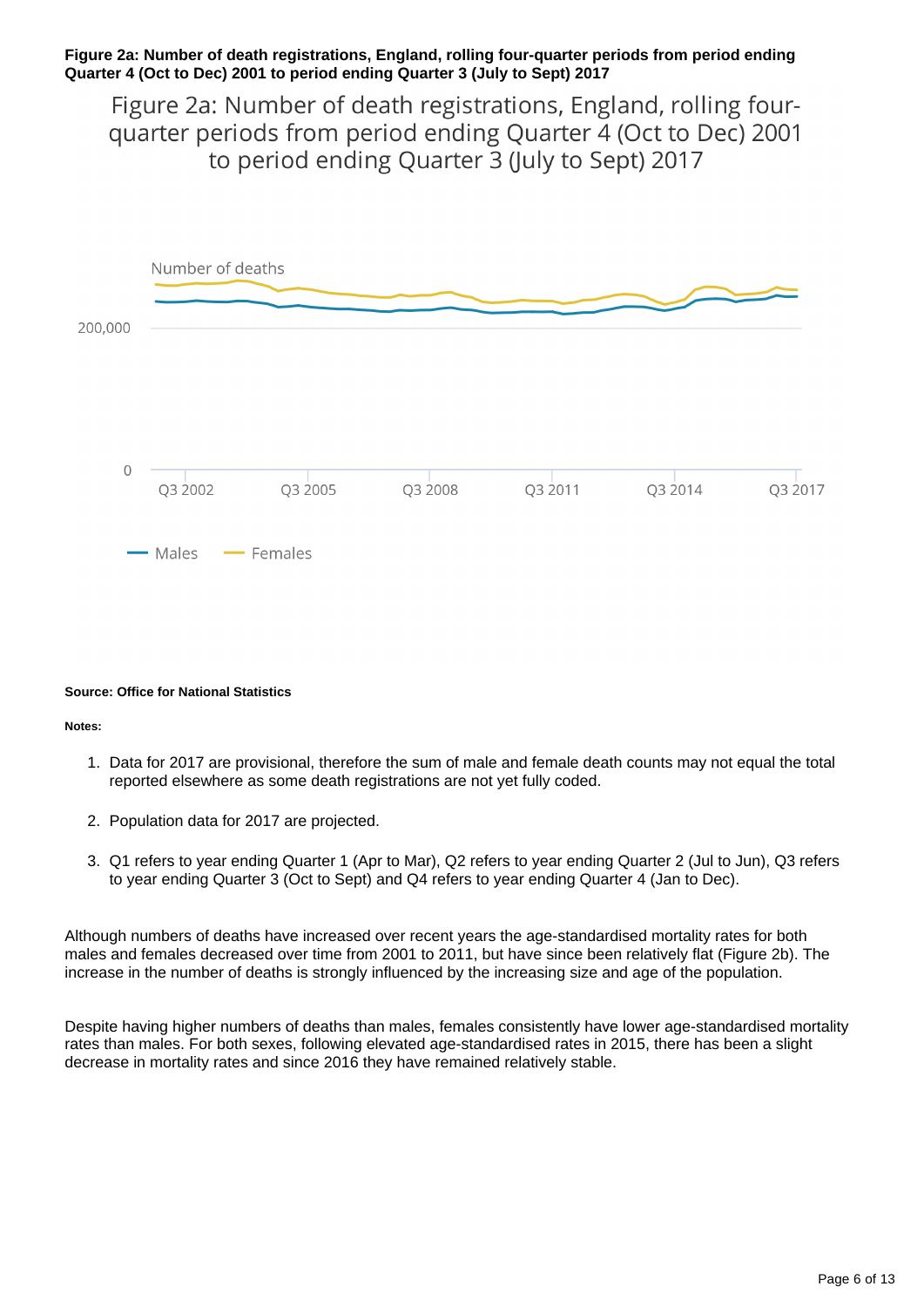**Figure 2a: Number of death registrations, England, rolling four-quarter periods from period ending Quarter 4 (Oct to Dec) 2001 to period ending Quarter 3 (July to Sept) 2017**

Figure 2a: Number of death registrations, England, rolling four-quarter periods from period ending Quarter 4 (Oct to Dec) 2001 to period ending Quarter 3 (July to Sept) 2017

Number of deaths

200,000

0

Q3 2002 Q3 2005 Q3 2008 Q3 2011 Q3 2014 Q3 2017

Males Females

**Source: Office for National Statistics**

**Notes:**

1. Data for 2017 are provisional, therefore the sum of male and female death counts may not equal the total reported elsewhere as some death registrations are not yet fully coded.
2. Population data for 2017 are projected.
3. Q1 refers to year ending Quarter 1 (Apr to Mar), Q2 refers to year ending Quarter 2 (Jul to Jun), Q3 refers to year ending Quarter 3 (Oct to Sept) and Q4 refers to year ending Quarter 4 (Jan to Dec).

Although numbers of deaths have increased over recent years the age-standardised mortality rates for both males and females decreased over time from 2001 to 2011, but have since been relatively flat (Figure 2b). The increase in the number of deaths is strongly influenced by the increasing size and age of the population.

Despite having higher numbers of deaths than males, females consistently have lower age-standardised mortality rates than males. For both sexes, following elevated age-standardised rates in 2015, there has been a slight decrease in mortality rates and since 2016 they have remained relatively stable.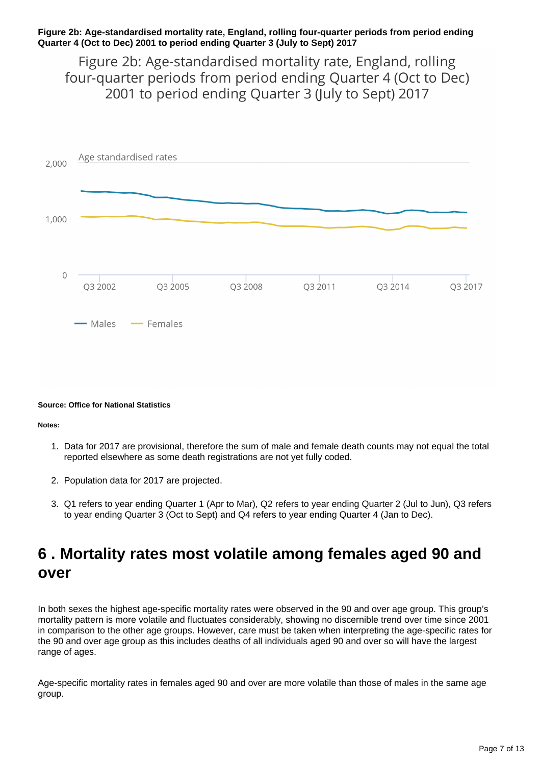**Figure 2b: Age-standardised mortality rate, England, rolling four-quarter periods from period ending Quarter 4 (Oct to Dec) 2001 to period ending Quarter 3 (July to Sept) 2017**

**Source: Office for National Statistics**

**Notes:**

1. Data for 2017 are provisional, therefore the sum of male and female death counts may not equal the total reported elsewhere as some death registrations are not yet fully coded.
2. Population data for 2017 are projected.
3. Q1 refers to year ending Quarter 1 (Apr to Mar), Q2 refers to year ending Quarter 2 (Jul to Jun), Q3 refers to year ending Quarter 3 (Oct to Sept) and Q4 refers to year ending Quarter 4 (Jan to Dec).

# 6 . Mortality rates most volatile among females aged 90 and over

In both sexes the highest age-specific mortality rates were observed in the 90 and over age group. This group's mortality pattern is more volatile and fluctuates considerably, showing no discernible trend over time since 2001 in comparison to the other age groups. However, care must be taken when interpreting the age-specific rates for the 90 and over age group as this includes deaths of all individuals aged 90 and over so will have the largest range of ages.

Age-specific mortality rates in females aged 90 and over are more volatile than those of males in the same age group.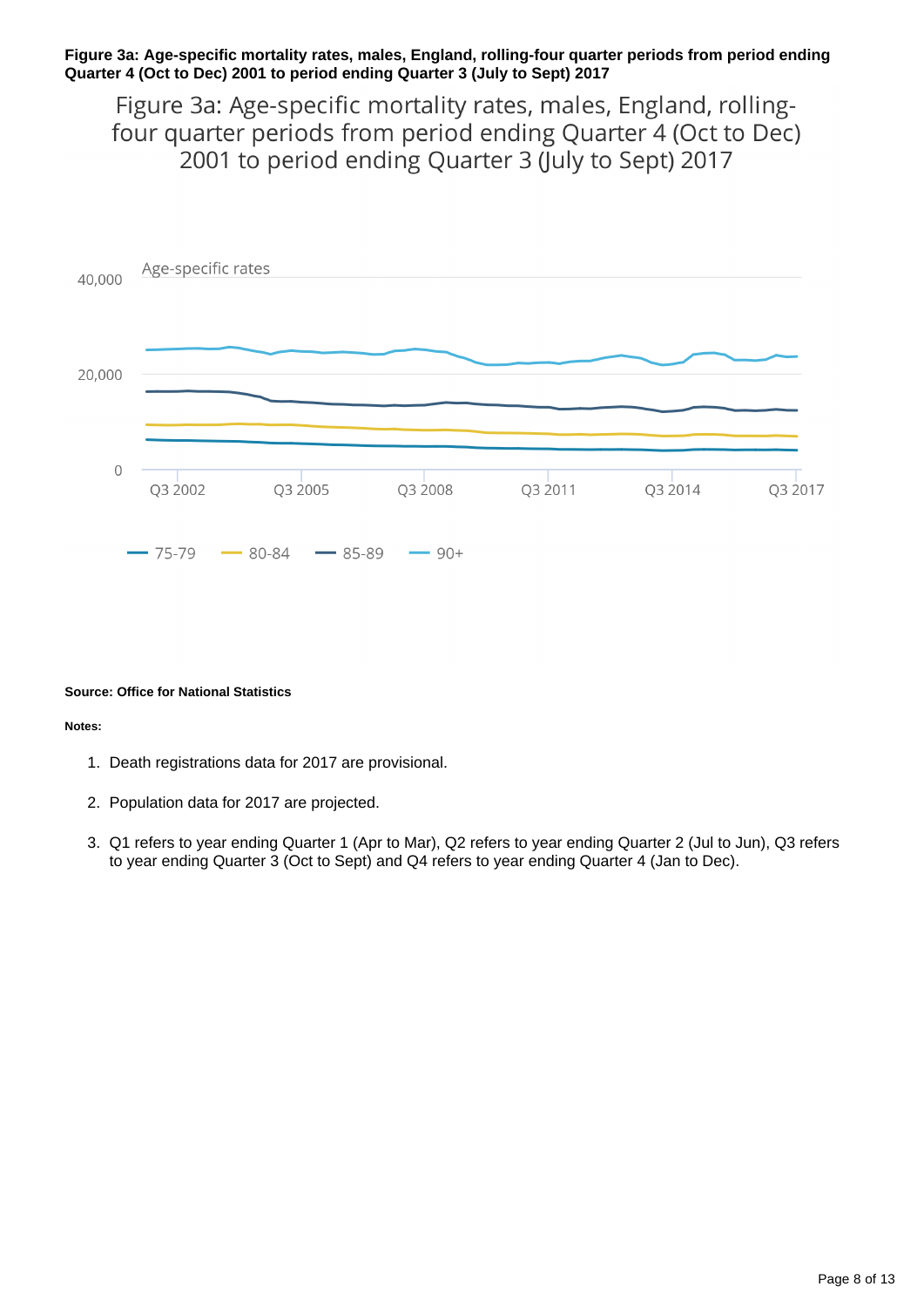**Figure 3a: Age-specific mortality rates, males, England, rolling-four quarter periods from period ending Quarter 4 (Oct to Dec) 2001 to period ending Quarter 3 (July to Sept) 2017**

Figure 3a: Age-specific mortality rates, males, England, rolling-four quarter periods from period ending Quarter 4 (Oct to Dec) 2001 to period ending Quarter 3 (July to Sept) 2017

Age-specific rates

40,000

20,000

0

Q3 2002 Q3 2005 Q3 2008 Q3 2011 Q3 2014 Q3 2017

75-79 80-84 85-89 90+

**Source: Office for National Statistics**

**Notes:**

1. Death registrations data for 2017 are provisional.
2. Population data for 2017 are projected.
3. Q1 refers to year ending Quarter 1 (Apr to Mar), Q2 refers to year ending Quarter 2 (Jul to Jun), Q3 refers to year ending Quarter 3 (Oct to Sept) and Q4 refers to year ending Quarter 4 (Jan to Dec).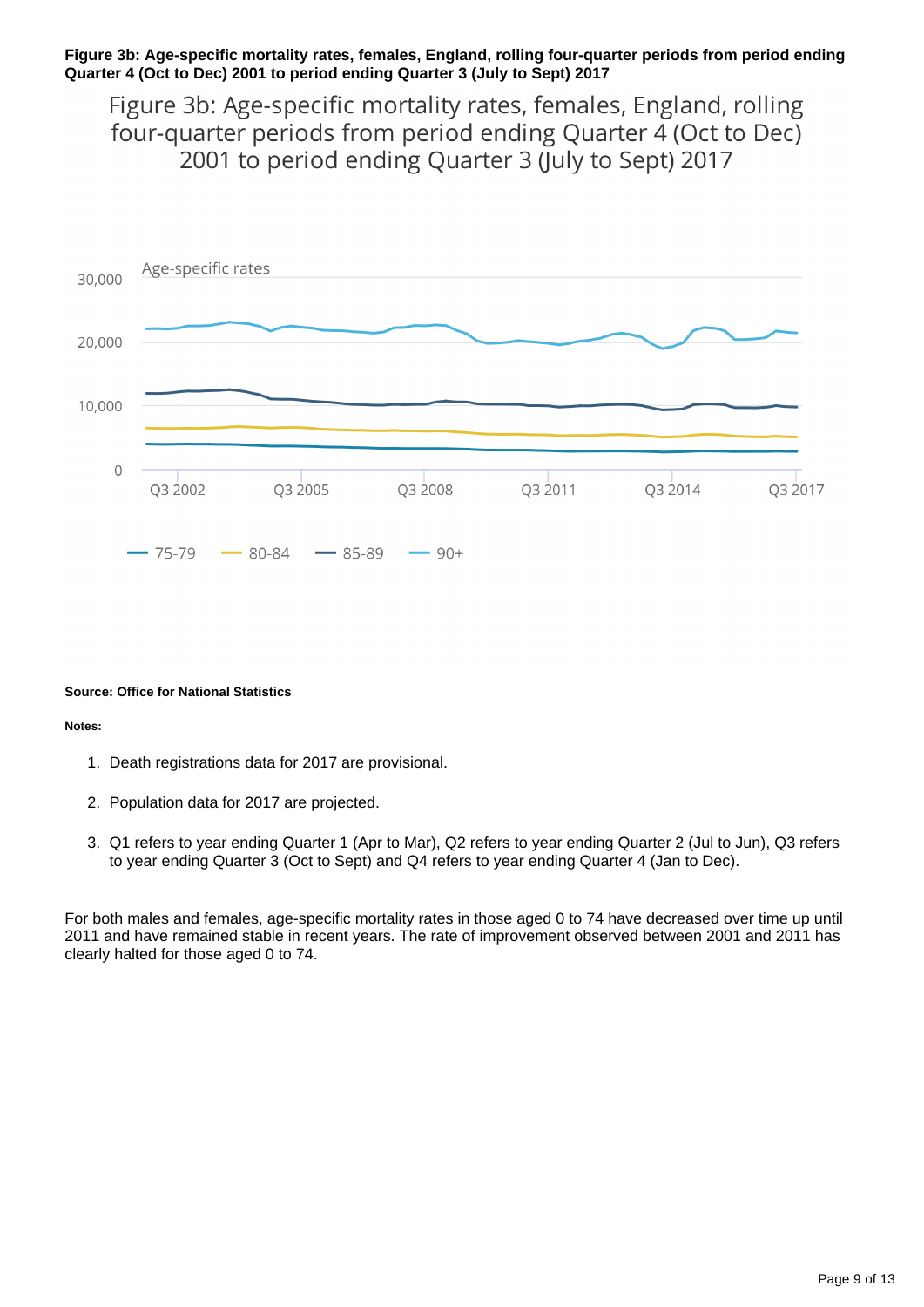**Figure 3b: Age-specific mortality rates, females, England, rolling four-quarter periods from period ending Quarter 4 (Oct to Dec) 2001 to period ending Quarter 3 (July to Sept) 2017**

**Source: Office for National Statistics**

**Notes:**

1. Death registrations data for 2017 are provisional.
2. Population data for 2017 are projected.
3. Q1 refers to year ending Quarter 1 (Apr to Mar), Q2 refers to year ending Quarter 2 (Jul to Jun), Q3 refers to year ending Quarter 3 (Oct to Sept) and Q4 refers to year ending Quarter 4 (Jan to Dec).

For both males and females, age-specific mortality rates in those aged 0 to 74 have decreased over time up until 2011 and have remained stable in recent years. The rate of improvement observed between 2001 and 2011 has clearly halted for those aged 0 to 74.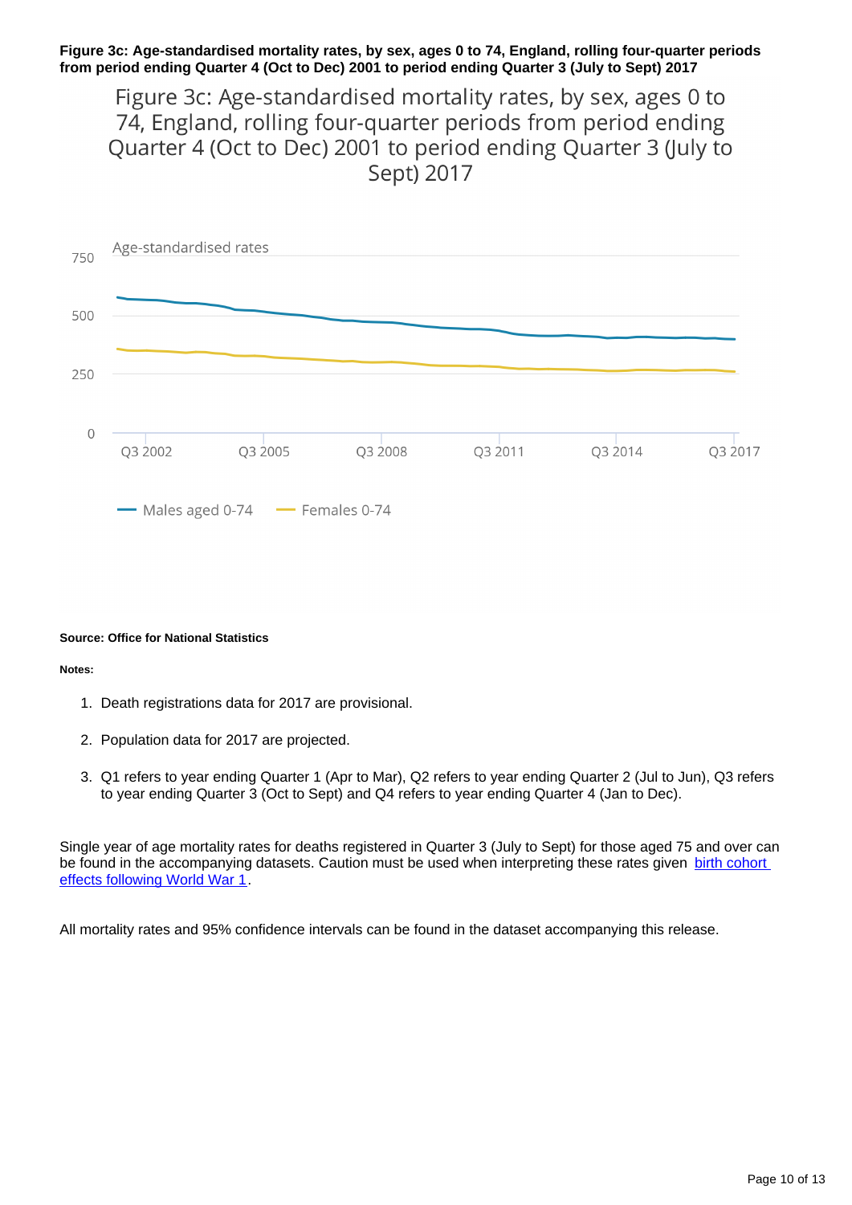**Figure 3c: Age-standardised mortality rates, by sex, ages 0 to 74, England, rolling four-quarter periods from period ending Quarter 4 (Oct to Dec) 2001 to period ending Quarter 3 (July to Sept) 2017**

Figure 3c: Age-standardised mortality rates, by sex, ages 0 to 74, England, rolling four-quarter periods from period ending Quarter 4 (Oct to Dec) 2001 to period ending Quarter 3 (July to Sept) 2017

Age-standardised rates

750

500

250

0

Q3 2002 Q3 2005 Q3 2008 Q3 2011 Q3 2014 Q3 2017

Males aged 0-74 Females 0-74

**Source: Office for National Statistics**

**Notes:**

1. Death registrations data for 2017 are provisional.
2. Population data for 2017 are projected.
3. Q1 refers to year ending Quarter 1 (Apr to Mar), Q2 refers to year ending Quarter 2 (Jul to Jun), Q3 refers to year ending Quarter 3 (Oct to Sept) and Q4 refers to year ending Quarter 4 (Jan to Dec).

Single year of age mortality rates for deaths registered in Quarter 3 (July to Sept) for those aged 75 and over can be found in the accompanying datasets. Caution must be used when interpreting these rates given birth cohort effects following World War 1.

All mortality rates and 95% confidence intervals can be found in the dataset accompanying this release.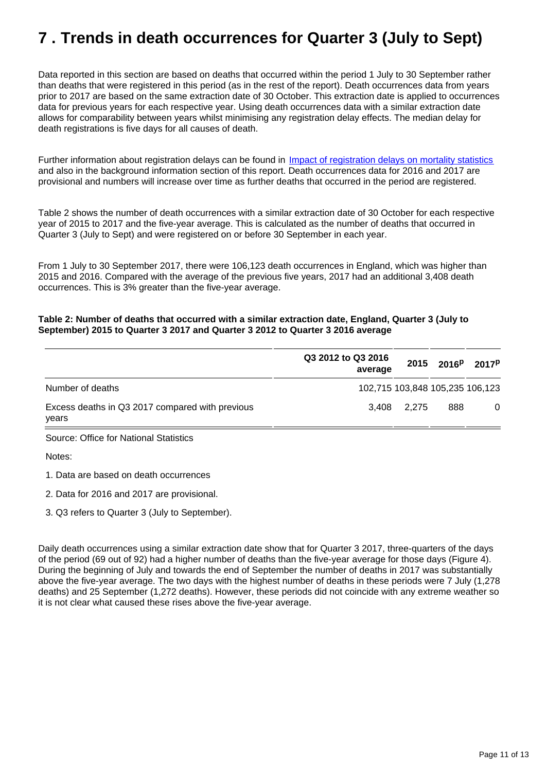# 7 . Trends in death occurrences for Quarter 3 (July to Sept)

Data reported in this section are based on deaths that occurred within the period 1 July to 30 September rather than deaths that were registered in this period (as in the rest of the report). Death occurrences data from years prior to 2017 are based on the same extraction date of 30 October. This extraction date is applied to occurrences data for previous years for each respective year. Using death occurrences data with a similar extraction date allows for comparability between years whilst minimising any registration delay effects. The median delay for death registrations is five days for all causes of death.

Further information about registration delays can be found in Impact of registration delays on mortality statistics and also in the background information section of this report. Death occurrences data for 2016 and 2017 are provisional and numbers will increase over time as further deaths that occurred in the period are registered.

Table 2 shows the number of death occurrences with a similar extraction date of 30 October for each respective year of 2015 to 2017 and the five-year average. This is calculated as the number of deaths that occurred in Quarter 3 (July to Sept) and were registered on or before 30 September in each year.

From 1 July to 30 September 2017, there were 106,123 death occurrences in England, which was higher than 2015 and 2016. Compared with the average of the previous five years, 2017 had an additional 3,408 death occurrences. This is 3% greater than the five-year average.

**Table 2: Number of deaths that occurred with a similar extraction date, England, Quarter 3 (July to September) 2015 to Quarter 3 2017 and Quarter 3 2012 to Quarter 3 2016 average**

| | Q3 2012 to Q3 2016 average | 2015 | 2016p | 2017p |
|---|---|---|---|---|
| Number of deaths | 102,715 | 103,848 | 105,235 | 106,123 |
| Excess deaths in Q3 2017 compared with previous years | 3,408 | 2,275 | 888 | 0 |

Source: Office for National Statistics

Notes:

1. Data are based on death occurrences
2. Data for 2016 and 2017 are provisional.
3. Q3 refers to Quarter 3 (July to September).

Daily death occurrences using a similar extraction date show that for Quarter 3 2017, three-quarters of the days of the period (69 out of 92) had a higher number of deaths than the five-year average for those days (Figure 4). During the beginning of July and towards the end of September the number of deaths in 2017 was substantially above the five-year average. The two days with the highest number of deaths in these periods were 7 July (1,278 deaths) and 25 September (1,272 deaths). However, these periods did not coincide with any extreme weather so it is not clear what caused these rises above the five-year average.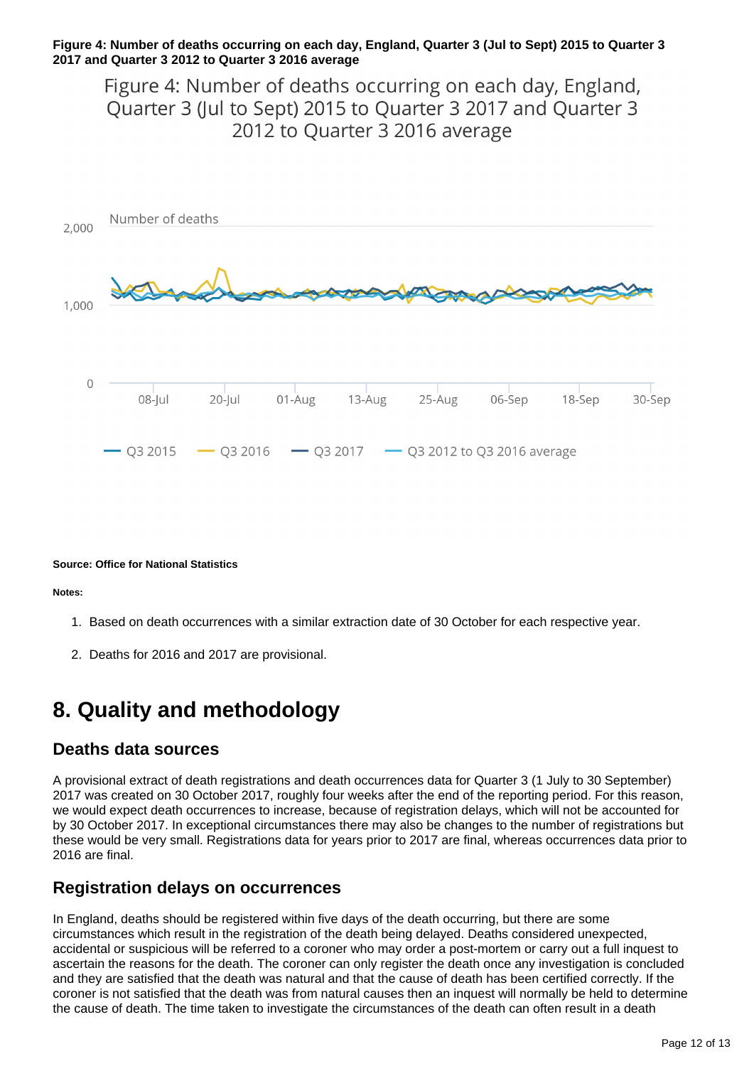**Figure 4: Number of deaths occurring on each day, England, Quarter 3 (Jul to Sept) 2015 to Quarter 3 2017 and Quarter 3 2012 to Quarter 3 2016 average**

**Source: Office for National Statistics**

**Notes:**

1. Based on death occurrences with a similar extraction date of 30 October for each respective year.
2. Deaths for 2016 and 2017 are provisional.

# 8. Quality and methodology

## Deaths data sources

A provisional extract of death registrations and death occurrences data for Quarter 3 (1 July to 30 September) 2017 was created on 30 October 2017, roughly four weeks after the end of the reporting period. For this reason, we would expect death occurrences to increase, because of registration delays, which will not be accounted for by 30 October 2017. In exceptional circumstances there may also be changes to the number of registrations but these would be very small. Registrations data for years prior to 2017 are final, whereas occurrences data prior to 2016 are final.

## Registration delays on occurrences

In England, deaths should be registered within five days of the death occurring, but there are some circumstances which result in the registration of the death being delayed. Deaths considered unexpected, accidental or suspicious will be referred to a coroner who may order a post-mortem or carry out a full inquest to ascertain the reasons for the death. The coroner can only register the death once any investigation is concluded and they are satisfied that the death was natural and that the cause of death has been certified correctly. If the coroner is not satisfied that the death was from natural causes then an inquest will normally be held to determine the cause of death. The time taken to investigate the circumstances of the death can often result in a death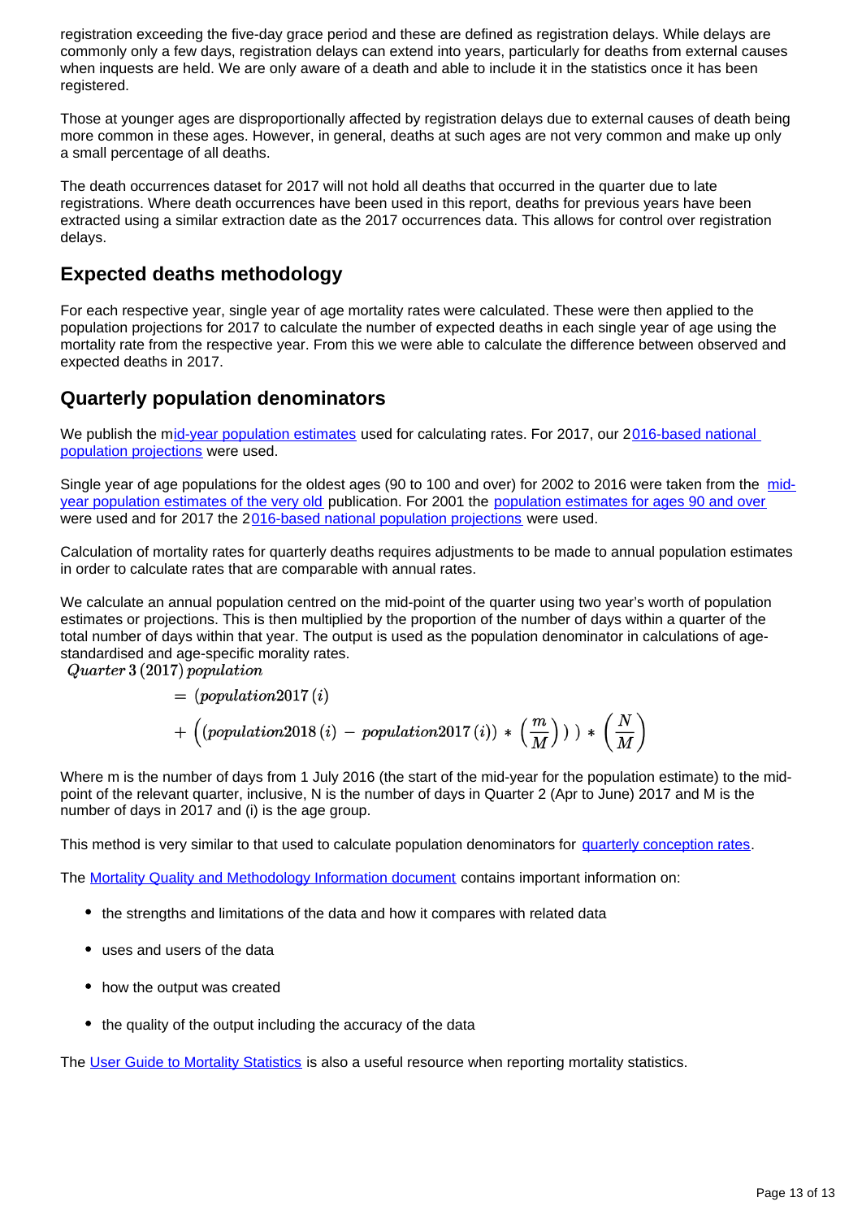registration exceeding the five-day grace period and these are defined as registration delays. While delays are commonly only a few days, registration delays can extend into years, particularly for deaths from external causes when inquests are held. We are only aware of a death and able to include it in the statistics once it has been registered.

Those at younger ages are disproportionally affected by registration delays due to external causes of death being more common in these ages. However, in general, deaths at such ages are not very common and make up only a small percentage of all deaths.

The death occurrences dataset for 2017 will not hold all deaths that occurred in the quarter due to late registrations. Where death occurrences have been used in this report, deaths for previous years have been extracted using a similar extraction date as the 2017 occurrences data. This allows for control over registration delays.

## Expected deaths methodology

For each respective year, single year of age mortality rates were calculated. These were then applied to the population projections for 2017 to calculate the number of expected deaths in each single year of age using the mortality rate from the respective year. From this we were able to calculate the difference between observed and expected deaths in 2017.

## Quarterly population denominators

We publish the mid-year population estimates used for calculating rates. For 2017, our 2016-based national population projections were used.

Single year of age populations for the oldest ages (90 to 100 and over) for 2002 to 2016 were taken from the mid-year population estimates of the very old publication. For 2001 the population estimates for ages 90 and over were used and for 2017 the 2016-based national population projections were used.

Calculation of mortality rates for quarterly deaths requires adjustments to be made to annual population estimates in order to calculate rates that are comparable with annual rates.

We calculate an annual population centred on the mid-point of the quarter using two year's worth of population estimates or projections. This is then multiplied by the proportion of the number of days within a quarter of the total number of days within that year. The output is used as the population denominator in calculations of age-standardised and age-specific morality rates.

$$Quarter\,3\,(2017)\,population$$

$$= (population2017\,(i)$$

$$+ \left((population2018\,(i) - population2017\,(i)) * \left(\frac{m}{M}\right)\right)\,) * \left(\frac{N}{M}\right)$$

Where m is the number of days from 1 July 2016 (the start of the mid-year for the population estimate) to the mid-point of the relevant quarter, inclusive, N is the number of days in Quarter 2 (Apr to June) 2017 and M is the number of days in 2017 and (i) is the age group.

This method is very similar to that used to calculate population denominators for quarterly conception rates.

The Mortality Quality and Methodology Information document contains important information on:

- the strengths and limitations of the data and how it compares with related data
- uses and users of the data
- how the output was created
- the quality of the output including the accuracy of the data

The User Guide to Mortality Statistics is also a useful resource when reporting mortality statistics.